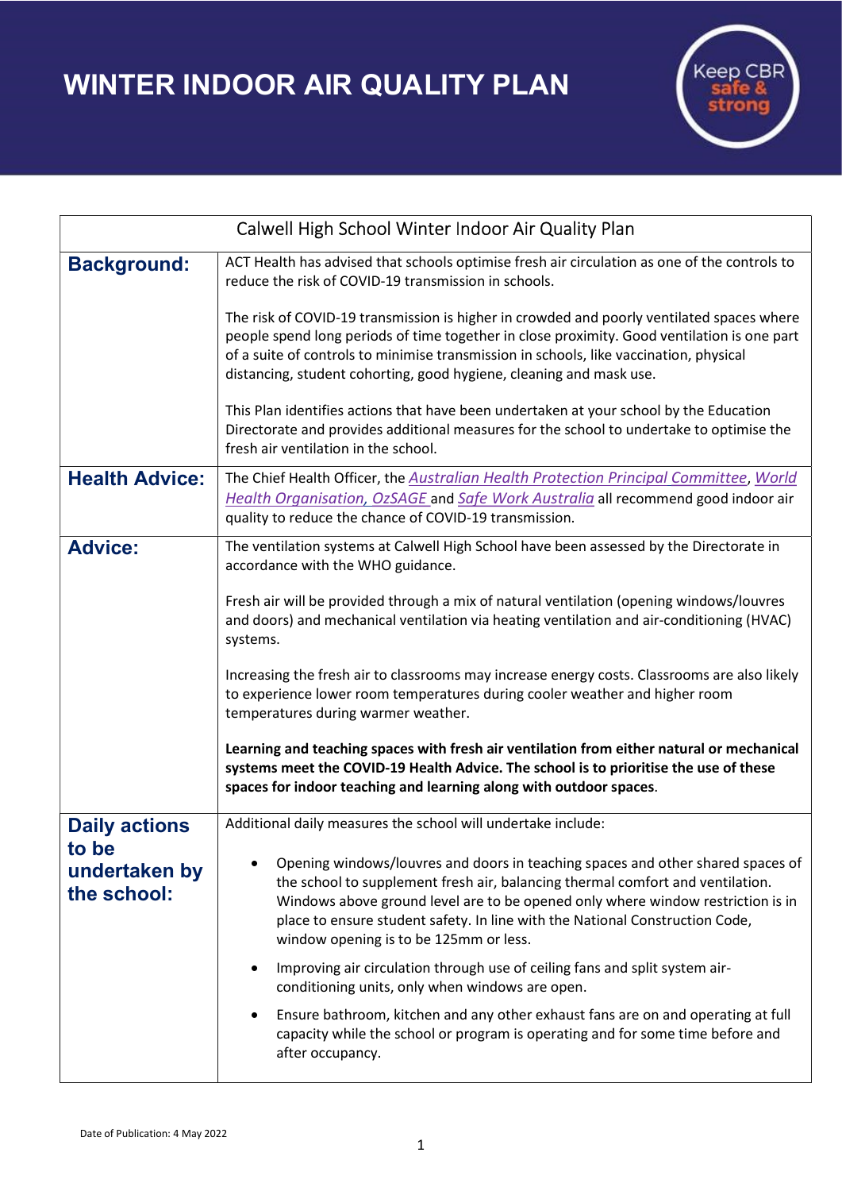# WINTER INDOOR AIR QUALITY PLAN

Keep CBR safe & strong

| Calwell High School Winter Indoor Air Quality Plan | |
|---|---|
| **Background:** | ACT Health has advised that schools optimise fresh air circulation as one of the controls to reduce the risk of COVID-19 transmission in schools.<br><br>The risk of COVID-19 transmission is higher in crowded and poorly ventilated spaces where people spend long periods of time together in close proximity. Good ventilation is one part of a suite of controls to minimise transmission in schools, like vaccination, physical distancing, student cohorting, good hygiene, cleaning and mask use.<br><br>This Plan identifies actions that have been undertaken at your school by the Education Directorate and provides additional measures for the school to undertake to optimise the fresh air ventilation in the school. |
| **Health Advice:** | The Chief Health Officer, the *Australian Health Protection Principal Committee*, *World Health Organisation, OzSAGE* and *Safe Work Australia* all recommend good indoor air quality to reduce the chance of COVID-19 transmission. |
| **Advice:** | The ventilation systems at Calwell High School have been assessed by the Directorate in accordance with the WHO guidance.<br><br>Fresh air will be provided through a mix of natural ventilation (opening windows/louvres and doors) and mechanical ventilation via heating ventilation and air-conditioning (HVAC) systems.<br><br>Increasing the fresh air to classrooms may increase energy costs. Classrooms are also likely to experience lower room temperatures during cooler weather and higher room temperatures during warmer weather.<br><br>**Learning and teaching spaces with fresh air ventilation from either natural or mechanical systems meet the COVID-19 Health Advice. The school is to prioritise the use of these spaces for indoor teaching and learning along with outdoor spaces**. |
| **Daily actions to be undertaken by the school:** | Additional daily measures the school will undertake include:<br><br>• Opening windows/louvres and doors in teaching spaces and other shared spaces of the school to supplement fresh air, balancing thermal comfort and ventilation. Windows above ground level are to be opened only where window restriction is in place to ensure student safety. In line with the National Construction Code, window opening is to be 125mm or less.<br>• Improving air circulation through use of ceiling fans and split system air-conditioning units, only when windows are open.<br>• Ensure bathroom, kitchen and any other exhaust fans are on and operating at full capacity while the school or program is operating and for some time before and after occupancy. |

Date of Publication: 4 May 2022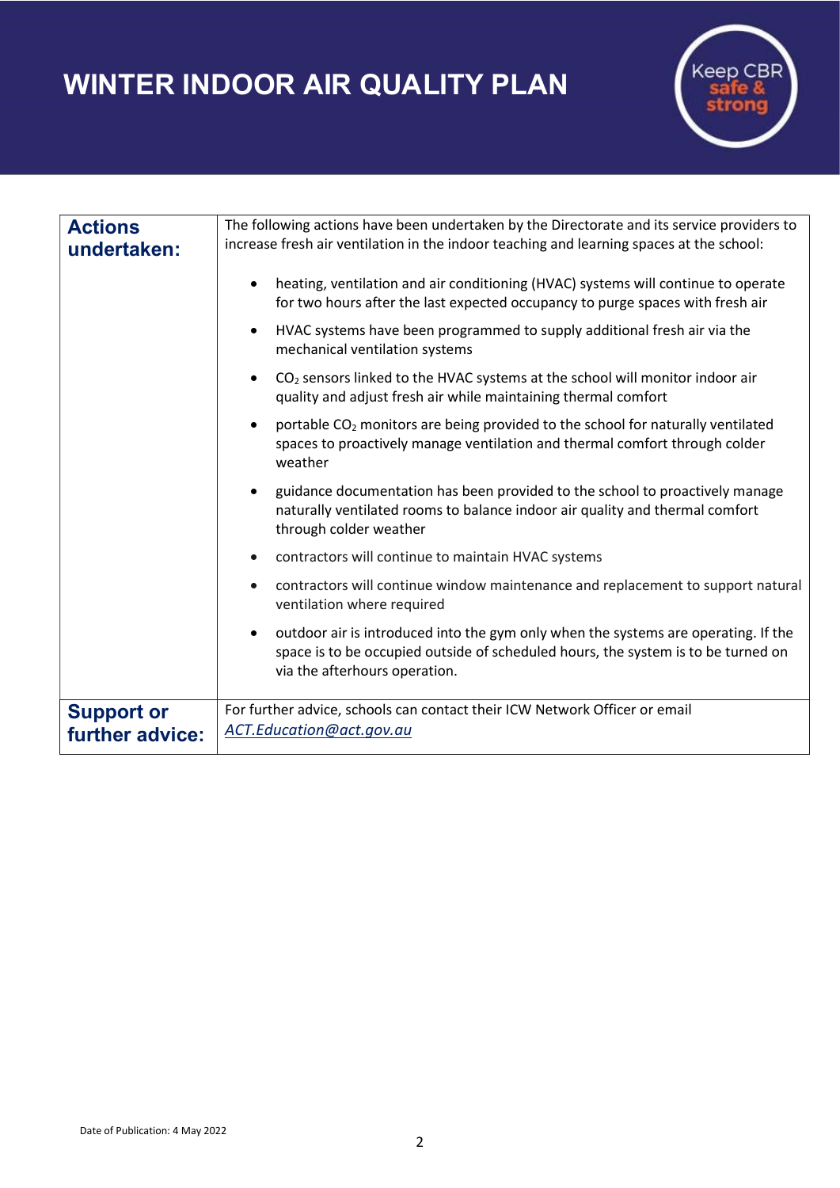# WINTER INDOOR AIR QUALITY PLAN

| | |
|---|---|
| **Actions undertaken:** | The following actions have been undertaken by the Directorate and its service providers to increase fresh air ventilation in the indoor teaching and learning spaces at the school:<br><br>• heating, ventilation and air conditioning (HVAC) systems will continue to operate for two hours after the last expected occupancy to purge spaces with fresh air<br>• HVAC systems have been programmed to supply additional fresh air via the mechanical ventilation systems<br>• $CO_2$ sensors linked to the HVAC systems at the school will monitor indoor air quality and adjust fresh air while maintaining thermal comfort<br>• portable $CO_2$ monitors are being provided to the school for naturally ventilated spaces to proactively manage ventilation and thermal comfort through colder weather<br>• guidance documentation has been provided to the school to proactively manage naturally ventilated rooms to balance indoor air quality and thermal comfort through colder weather<br>• contractors will continue to maintain HVAC systems<br>• contractors will continue window maintenance and replacement to support natural ventilation where required<br>• outdoor air is introduced into the gym only when the systems are operating. If the space is to be occupied outside of scheduled hours, the system is to be turned on via the afterhours operation. |
| **Support or further advice:** | For further advice, schools can contact their ICW Network Officer or email *ACT.Education@act.gov.au* |

Date of Publication: 4 May 2022